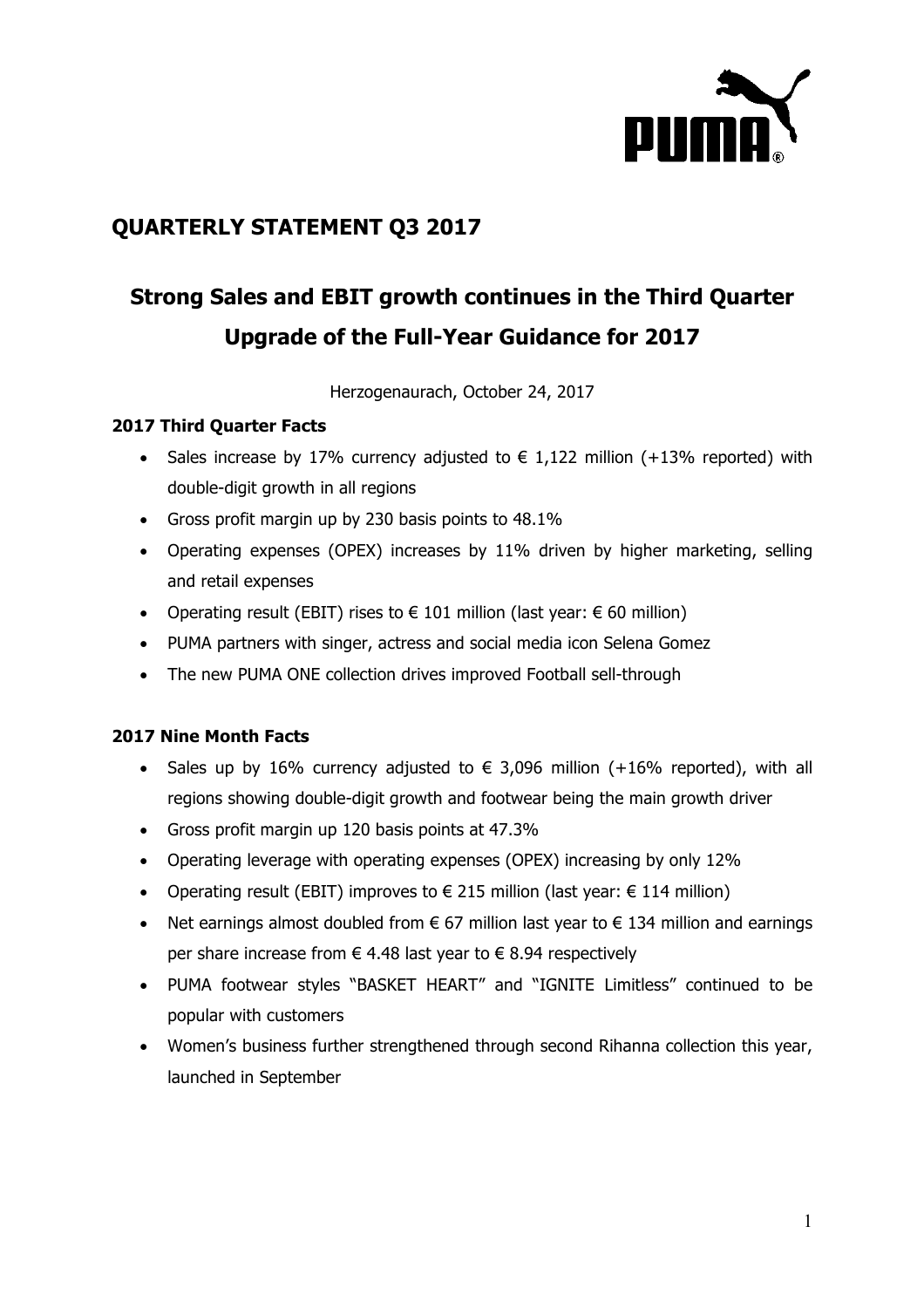# QUARTERLY STATEMENT Q3 2017

## Strong Sales and EBIT growth continues in the Third Quarter Upgrade of the Full-Year Guidance for 2017

Herzogenaurach, October 24, 2017

### 2017 Third Quarter Facts

- Sales increase by 17% currency adjusted to € 1,122 million (+13% reported) with double-digit growth in all regions
- Gross profit margin up by 230 basis points to 48.1%
- Operating expenses (OPEX) increases by 11% driven by higher marketing, selling and retail expenses
- Operating result (EBIT) rises to € 101 million (last year: € 60 million)
- PUMA partners with singer, actress and social media icon Selena Gomez
- The new PUMA ONE collection drives improved Football sell-through

### 2017 Nine Month Facts

- Sales up by 16% currency adjusted to € 3,096 million (+16% reported), with all regions showing double-digit growth and footwear being the main growth driver
- Gross profit margin up 120 basis points at 47.3%
- Operating leverage with operating expenses (OPEX) increasing by only 12%
- Operating result (EBIT) improves to € 215 million (last year: € 114 million)
- Net earnings almost doubled from € 67 million last year to € 134 million and earnings per share increase from € 4.48 last year to € 8.94 respectively
- PUMA footwear styles "BASKET HEART" and "IGNITE Limitless" continued to be popular with customers
- Women's business further strengthened through second Rihanna collection this year, launched in September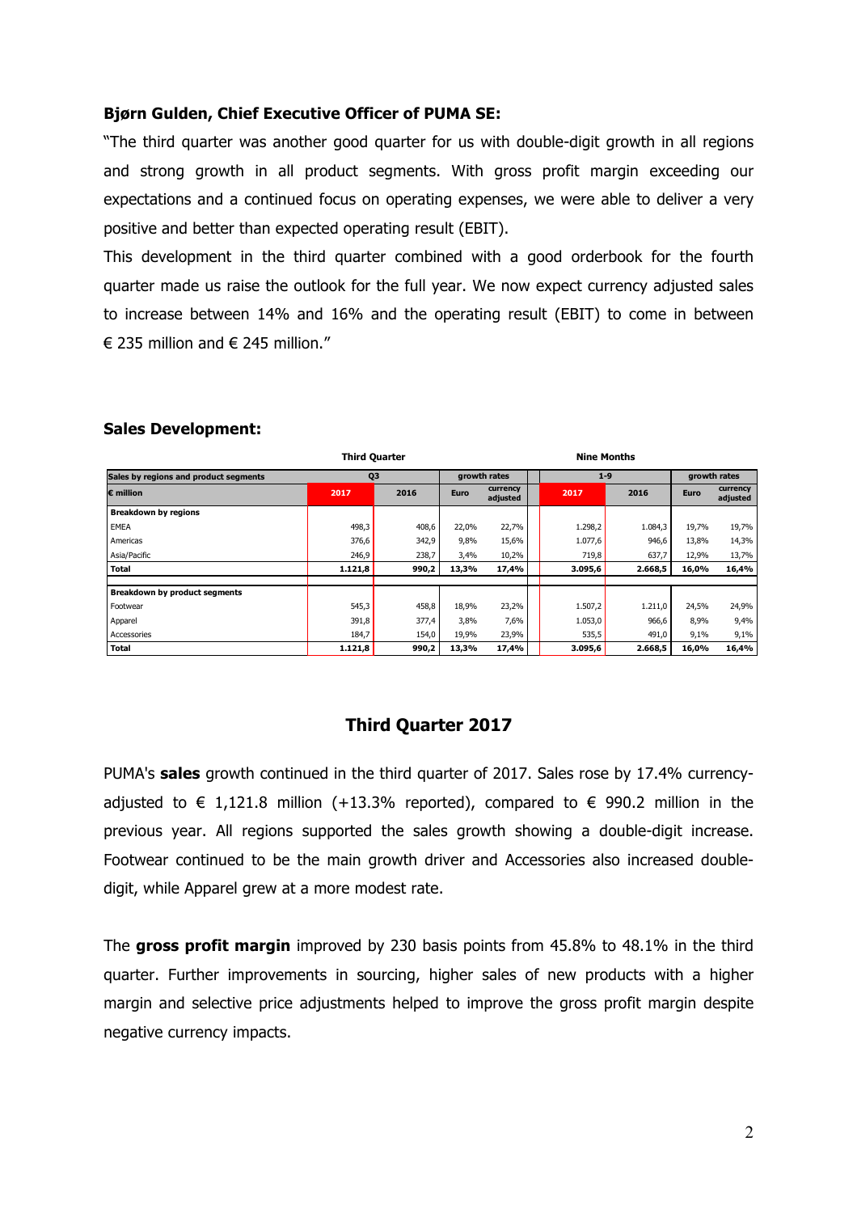**Bjørn Gulden, Chief Executive Officer of PUMA SE:**

"The third quarter was another good quarter for us with double-digit growth in all regions and strong growth in all product segments. With gross profit margin exceeding our expectations and a continued focus on operating expenses, we were able to deliver a very positive and better than expected operating result (EBIT).

This development in the third quarter combined with a good orderbook for the fourth quarter made us raise the outlook for the full year. We now expect currency adjusted sales to increase between 14% and 16% and the operating result (EBIT) to come in between € 235 million and € 245 million."

**Sales Development:**

| | Third Quarter | | | | Nine Months | | | |
|---|---|---|---|---|---|---|---|---|
| **Sales by regions and product segments** | **Q3** | | **growth rates** | | **1-9** | | **growth rates** | |
| **€ million** | **2017** | **2016** | **Euro** | **currency adjusted** | **2017** | **2016** | **Euro** | **currency adjusted** |
| **Breakdown by regions** | | | | | | | | |
| EMEA | 498,3 | 408,6 | 22,0% | 22,7% | 1.298,2 | 1.084,3 | 19,7% | 19,7% |
| Americas | 376,6 | 342,9 | 9,8% | 15,6% | 1.077,6 | 946,6 | 13,8% | 14,3% |
| Asia/Pacific | 246,9 | 238,7 | 3,4% | 10,2% | 719,8 | 637,7 | 12,9% | 13,7% |
| **Total** | **1.121,8** | **990,2** | **13,3%** | **17,4%** | **3.095,6** | **2.668,5** | **16,0%** | **16,4%** |
| **Breakdown by product segments** | | | | | | | | |
| Footwear | 545,3 | 458,8 | 18,9% | 23,2% | 1.507,2 | 1.211,0 | 24,5% | 24,9% |
| Apparel | 391,8 | 377,4 | 3,8% | 7,6% | 1.053,0 | 966,6 | 8,9% | 9,4% |
| Accessories | 184,7 | 154,0 | 19,9% | 23,9% | 535,5 | 491,0 | 9,1% | 9,1% |
| **Total** | **1.121,8** | **990,2** | **13,3%** | **17,4%** | **3.095,6** | **2.668,5** | **16,0%** | **16,4%** |

## Third Quarter 2017

PUMA's **sales** growth continued in the third quarter of 2017. Sales rose by 17.4% currency-adjusted to € 1,121.8 million (+13.3% reported), compared to € 990.2 million in the previous year. All regions supported the sales growth showing a double-digit increase. Footwear continued to be the main growth driver and Accessories also increased double-digit, while Apparel grew at a more modest rate.

The **gross profit margin** improved by 230 basis points from 45.8% to 48.1% in the third quarter. Further improvements in sourcing, higher sales of new products with a higher margin and selective price adjustments helped to improve the gross profit margin despite negative currency impacts.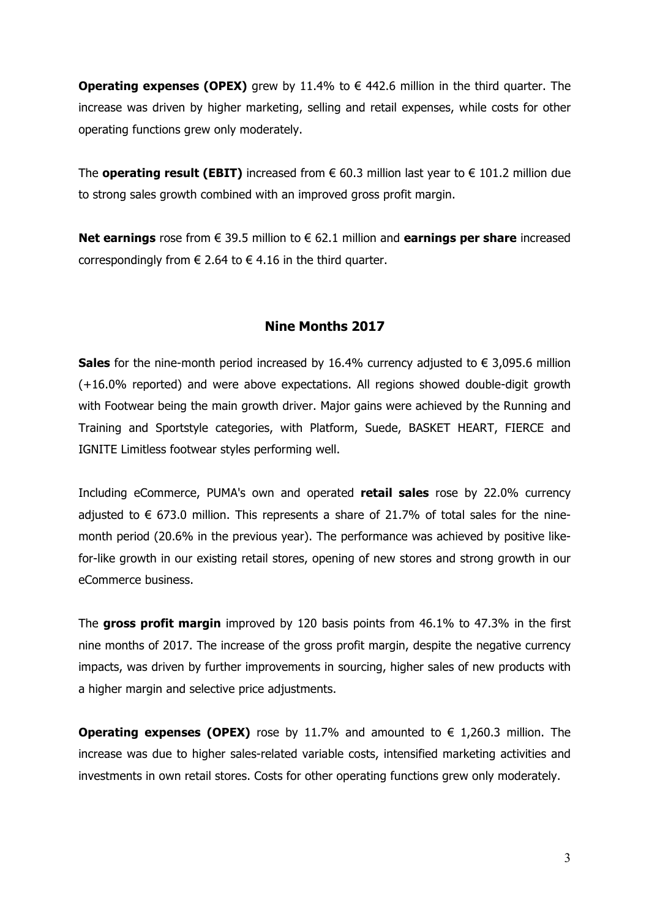**Operating expenses (OPEX)** grew by 11.4% to € 442.6 million in the third quarter. The increase was driven by higher marketing, selling and retail expenses, while costs for other operating functions grew only moderately.

The **operating result (EBIT)** increased from € 60.3 million last year to € 101.2 million due to strong sales growth combined with an improved gross profit margin.

**Net earnings** rose from € 39.5 million to € 62.1 million and **earnings per share** increased correspondingly from € 2.64 to € 4.16 in the third quarter.

## Nine Months 2017

**Sales** for the nine-month period increased by 16.4% currency adjusted to € 3,095.6 million (+16.0% reported) and were above expectations. All regions showed double-digit growth with Footwear being the main growth driver. Major gains were achieved by the Running and Training and Sportstyle categories, with Platform, Suede, BASKET HEART, FIERCE and IGNITE Limitless footwear styles performing well.

Including eCommerce, PUMA's own and operated **retail sales** rose by 22.0% currency adjusted to € 673.0 million. This represents a share of 21.7% of total sales for the nine-month period (20.6% in the previous year). The performance was achieved by positive like-for-like growth in our existing retail stores, opening of new stores and strong growth in our eCommerce business.

The **gross profit margin** improved by 120 basis points from 46.1% to 47.3% in the first nine months of 2017. The increase of the gross profit margin, despite the negative currency impacts, was driven by further improvements in sourcing, higher sales of new products with a higher margin and selective price adjustments.

**Operating expenses (OPEX)** rose by 11.7% and amounted to € 1,260.3 million. The increase was due to higher sales-related variable costs, intensified marketing activities and investments in own retail stores. Costs for other operating functions grew only moderately.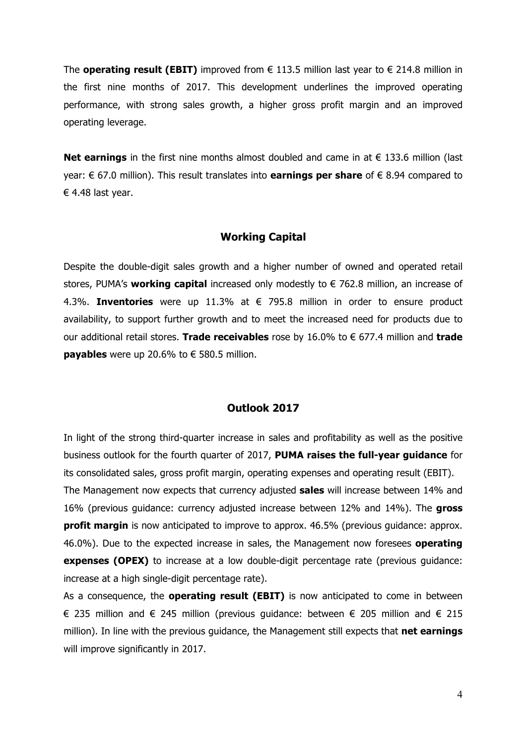The **operating result (EBIT)** improved from € 113.5 million last year to € 214.8 million in the first nine months of 2017. This development underlines the improved operating performance, with strong sales growth, a higher gross profit margin and an improved operating leverage.

**Net earnings** in the first nine months almost doubled and came in at € 133.6 million (last year: € 67.0 million). This result translates into **earnings per share** of € 8.94 compared to € 4.48 last year.

## Working Capital

Despite the double-digit sales growth and a higher number of owned and operated retail stores, PUMA's **working capital** increased only modestly to € 762.8 million, an increase of 4.3%. **Inventories** were up 11.3% at € 795.8 million in order to ensure product availability, to support further growth and to meet the increased need for products due to our additional retail stores. **Trade receivables** rose by 16.0% to € 677.4 million and **trade payables** were up 20.6% to € 580.5 million.

## Outlook 2017

In light of the strong third-quarter increase in sales and profitability as well as the positive business outlook for the fourth quarter of 2017, **PUMA raises the full-year guidance** for its consolidated sales, gross profit margin, operating expenses and operating result (EBIT).

The Management now expects that currency adjusted **sales** will increase between 14% and 16% (previous guidance: currency adjusted increase between 12% and 14%). The **gross profit margin** is now anticipated to improve to approx. 46.5% (previous guidance: approx. 46.0%). Due to the expected increase in sales, the Management now foresees **operating expenses (OPEX)** to increase at a low double-digit percentage rate (previous guidance: increase at a high single-digit percentage rate).

As a consequence, the **operating result (EBIT)** is now anticipated to come in between € 235 million and € 245 million (previous guidance: between € 205 million and € 215 million). In line with the previous guidance, the Management still expects that **net earnings** will improve significantly in 2017.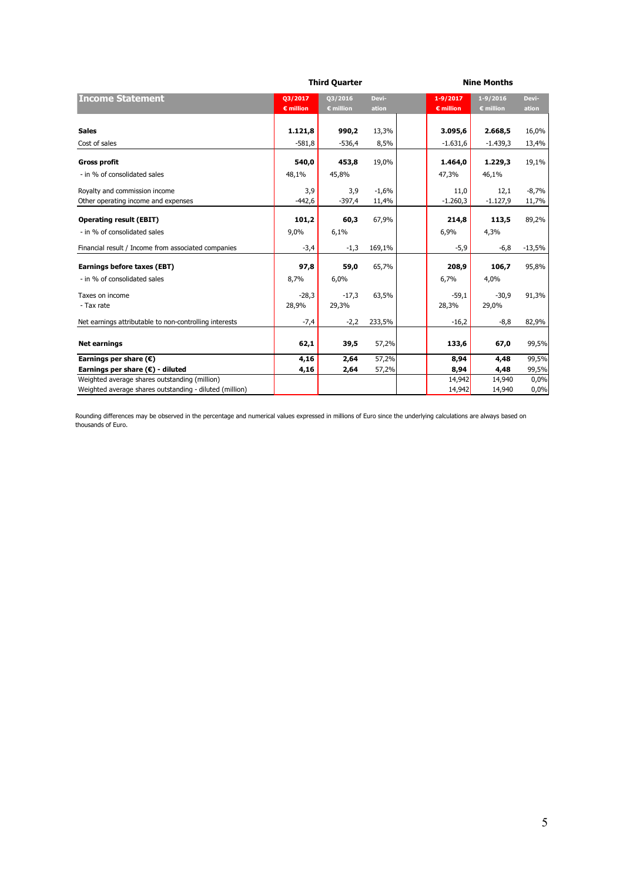| Income Statement | Third Quarter | | | Nine Months | | |
|---|---|---|---|---|---|---|
| | Q3/2017 € million | Q3/2016 € million | Devi-ation | 1-9/2017 € million | 1-9/2016 € million | Devi-ation |
| **Sales** | **1.121,8** | **990,2** | 13,3% | **3.095,6** | **2.668,5** | 16,0% |
| Cost of sales | -581,8 | -536,4 | 8,5% | -1.631,6 | -1.439,3 | 13,4% |
| **Gross profit** | **540,0** | **453,8** | 19,0% | **1.464,0** | **1.229,3** | 19,1% |
| - in % of consolidated sales | 48,1% | 45,8% | | 47,3% | 46,1% | |
| Royalty and commission income | 3,9 | 3,9 | -1,6% | 11,0 | 12,1 | -8,7% |
| Other operating income and expenses | -442,6 | -397,4 | 11,4% | -1.260,3 | -1.127,9 | 11,7% |
| **Operating result (EBIT)** | **101,2** | **60,3** | 67,9% | **214,8** | **113,5** | 89,2% |
| - in % of consolidated sales | 9,0% | 6,1% | | 6,9% | 4,3% | |
| Financial result / Income from associated companies | -3,4 | -1,3 | 169,1% | -5,9 | -6,8 | -13,5% |
| **Earnings before taxes (EBT)** | **97,8** | **59,0** | 65,7% | **208,9** | **106,7** | 95,8% |
| - in % of consolidated sales | 8,7% | 6,0% | | 6,7% | 4,0% | |
| Taxes on income | -28,3 | -17,3 | 63,5% | -59,1 | -30,9 | 91,3% |
| - Tax rate | 28,9% | 29,3% | | 28,3% | 29,0% | |
| Net earnings attributable to non-controlling interests | -7,4 | -2,2 | 233,5% | -16,2 | -8,8 | 82,9% |
| **Net earnings** | **62,1** | **39,5** | 57,2% | **133,6** | **67,0** | 99,5% |
| **Earnings per share (€)** | **4,16** | **2,64** | 57,2% | **8,94** | **4,48** | 99,5% |
| **Earnings per share (€) - diluted** | **4,16** | **2,64** | 57,2% | **8,94** | **4,48** | 99,5% |
| Weighted average shares outstanding (million) | | | | 14,942 | 14,940 | 0,0% |
| Weighted average shares outstanding - diluted (million) | | | | 14,942 | 14,940 | 0,0% |

Rounding differences may be observed in the percentage and numerical values expressed in millions of Euro since the underlying calculations are always based on thousands of Euro.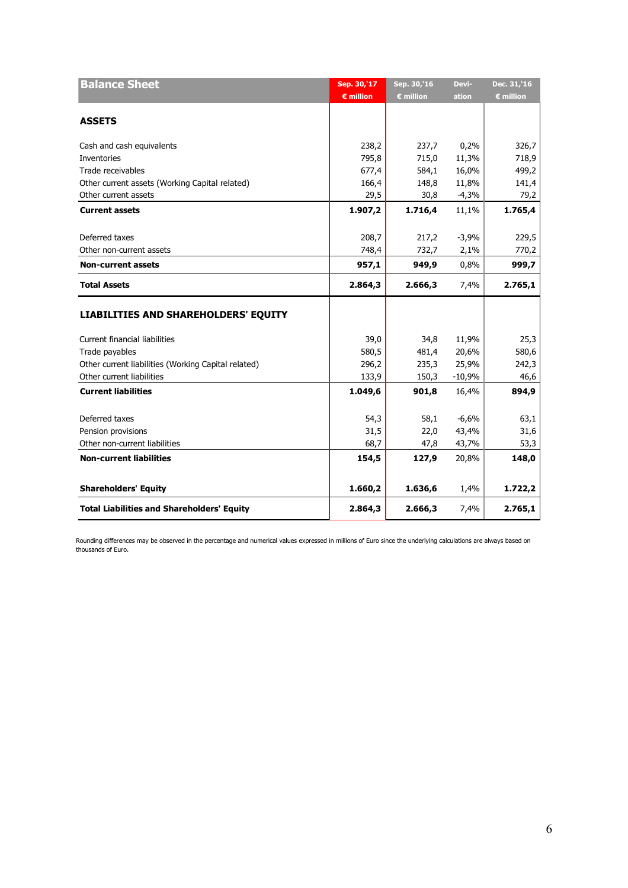| Balance Sheet | Sep. 30,'17 € million | Sep. 30,'16 € million | Devi-ation | Dec. 31,'16 € million |
|---|---|---|---|---|
| **ASSETS** | | | | |
| Cash and cash equivalents | 238,2 | 237,7 | 0,2% | 326,7 |
| Inventories | 795,8 | 715,0 | 11,3% | 718,9 |
| Trade receivables | 677,4 | 584,1 | 16,0% | 499,2 |
| Other current assets (Working Capital related) | 166,4 | 148,8 | 11,8% | 141,4 |
| Other current assets | 29,5 | 30,8 | -4,3% | 79,2 |
| **Current assets** | **1.907,2** | **1.716,4** | 11,1% | **1.765,4** |
| Deferred taxes | 208,7 | 217,2 | -3,9% | 229,5 |
| Other non-current assets | 748,4 | 732,7 | 2,1% | 770,2 |
| **Non-current assets** | **957,1** | **949,9** | 0,8% | **999,7** |
| **Total Assets** | **2.864,3** | **2.666,3** | 7,4% | **2.765,1** |
| **LIABILITIES AND SHAREHOLDERS' EQUITY** | | | | |
| Current financial liabilities | 39,0 | 34,8 | 11,9% | 25,3 |
| Trade payables | 580,5 | 481,4 | 20,6% | 580,6 |
| Other current liabilities (Working Capital related) | 296,2 | 235,3 | 25,9% | 242,3 |
| Other current liabilities | 133,9 | 150,3 | -10,9% | 46,6 |
| **Current liabilities** | **1.049,6** | **901,8** | 16,4% | **894,9** |
| Deferred taxes | 54,3 | 58,1 | -6,6% | 63,1 |
| Pension provisions | 31,5 | 22,0 | 43,4% | 31,6 |
| Other non-current liabilities | 68,7 | 47,8 | 43,7% | 53,3 |
| **Non-current liabilities** | **154,5** | **127,9** | 20,8% | **148,0** |
| **Shareholders' Equity** | **1.660,2** | **1.636,6** | 1,4% | **1.722,2** |
| **Total Liabilities and Shareholders' Equity** | **2.864,3** | **2.666,3** | 7,4% | **2.765,1** |

Rounding differences may be observed in the percentage and numerical values expressed in millions of Euro since the underlying calculations are always based on thousands of Euro.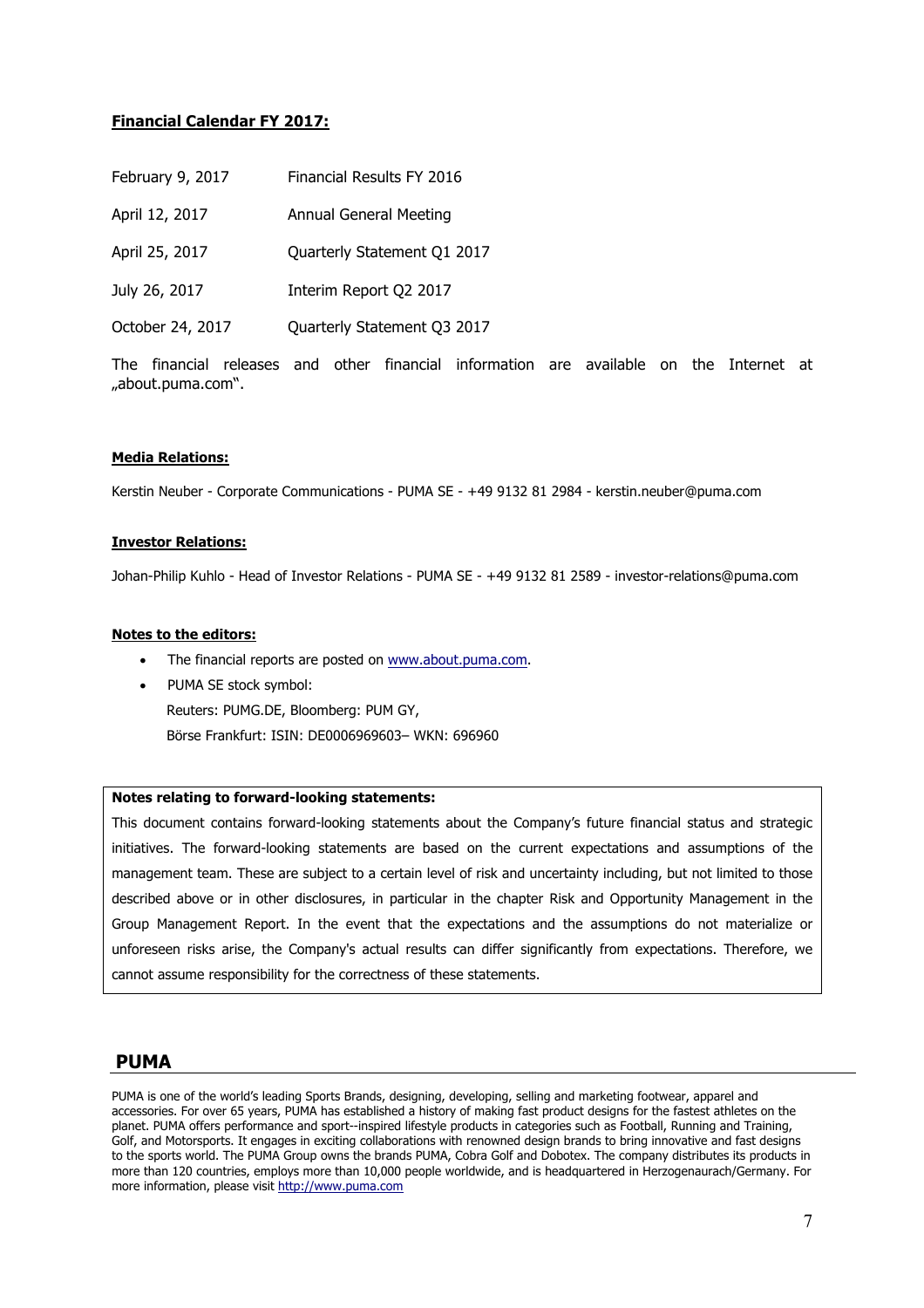**Financial Calendar FY 2017:**

| | |
|---|---|
| February 9, 2017 | Financial Results FY 2016 |
| April 12, 2017 | Annual General Meeting |
| April 25, 2017 | Quarterly Statement Q1 2017 |
| July 26, 2017 | Interim Report Q2 2017 |
| October 24, 2017 | Quarterly Statement Q3 2017 |

The financial releases and other financial information are available on the Internet at „about.puma.com".

**Media Relations:**

Kerstin Neuber - Corporate Communications - PUMA SE - +49 9132 81 2984 - kerstin.neuber@puma.com

**Investor Relations:**

Johan-Philip Kuhlo - Head of Investor Relations - PUMA SE - +49 9132 81 2589 - investor-relations@puma.com

**Notes to the editors:**

- The financial reports are posted on www.about.puma.com.
- PUMA SE stock symbol:
  Reuters: PUMG.DE, Bloomberg: PUM GY,
  Börse Frankfurt: ISIN: DE0006969603– WKN: 696960

**Notes relating to forward-looking statements:**

This document contains forward-looking statements about the Company's future financial status and strategic initiatives. The forward-looking statements are based on the current expectations and assumptions of the management team. These are subject to a certain level of risk and uncertainty including, but not limited to those described above or in other disclosures, in particular in the chapter Risk and Opportunity Management in the Group Management Report. In the event that the expectations and the assumptions do not materialize or unforeseen risks arise, the Company's actual results can differ significantly from expectations. Therefore, we cannot assume responsibility for the correctness of these statements.

## PUMA

PUMA is one of the world's leading Sports Brands, designing, developing, selling and marketing footwear, apparel and accessories. For over 65 years, PUMA has established a history of making fast product designs for the fastest athletes on the planet. PUMA offers performance and sport--inspired lifestyle products in categories such as Football, Running and Training, Golf, and Motorsports. It engages in exciting collaborations with renowned design brands to bring innovative and fast designs to the sports world. The PUMA Group owns the brands PUMA, Cobra Golf and Dobotex. The company distributes its products in more than 120 countries, employs more than 10,000 people worldwide, and is headquartered in Herzogenaurach/Germany. For more information, please visit http://www.puma.com